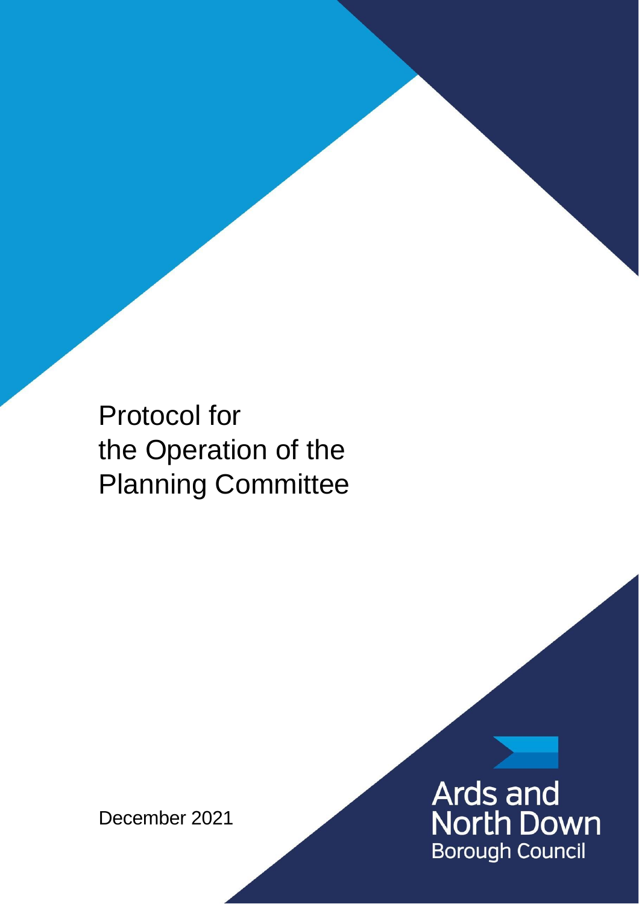# Protocol for the Operation of the Planning Committee

December 2021

Ards and North Down Borough Council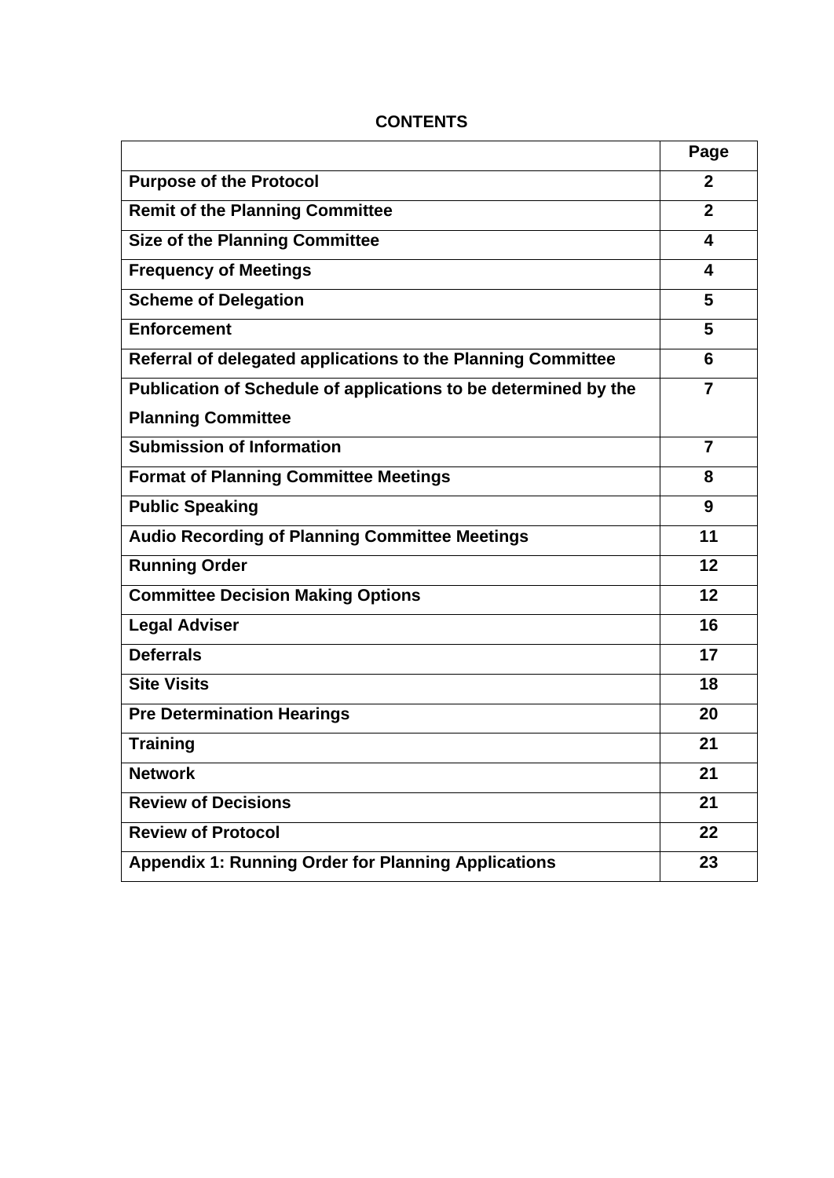**CONTENTS**

| | Page |
|---|---|
| **Purpose of the Protocol** | **2** |
| **Remit of the Planning Committee** | **2** |
| **Size of the Planning Committee** | **4** |
| **Frequency of Meetings** | **4** |
| **Scheme of Delegation** | **5** |
| **Enforcement** | **5** |
| **Referral of delegated applications to the Planning Committee** | **6** |
| **Publication of Schedule of applications to be determined by the Planning Committee** | **7** |
| **Submission of Information** | **7** |
| **Format of Planning Committee Meetings** | **8** |
| **Public Speaking** | **9** |
| **Audio Recording of Planning Committee Meetings** | **11** |
| **Running Order** | **12** |
| **Committee Decision Making Options** | **12** |
| **Legal Adviser** | **16** |
| **Deferrals** | **17** |
| **Site Visits** | **18** |
| **Pre Determination Hearings** | **20** |
| **Training** | **21** |
| **Network** | **21** |
| **Review of Decisions** | **21** |
| **Review of Protocol** | **22** |
| **Appendix 1: Running Order for Planning Applications** | **23** |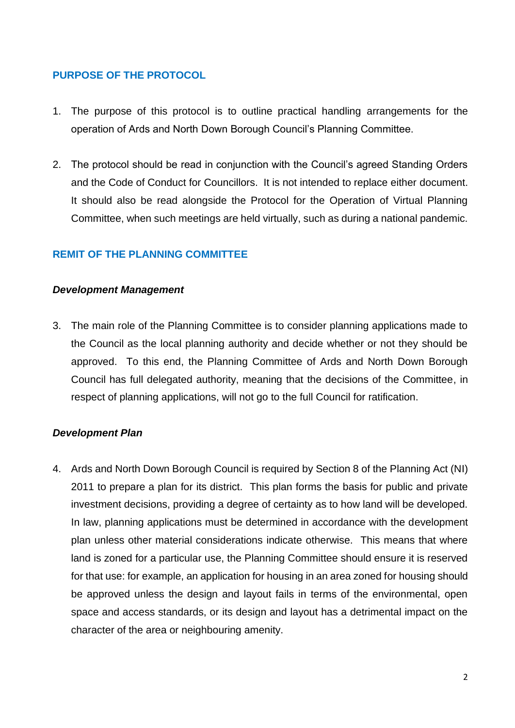## PURPOSE OF THE PROTOCOL

1. The purpose of this protocol is to outline practical handling arrangements for the operation of Ards and North Down Borough Council's Planning Committee.

2. The protocol should be read in conjunction with the Council's agreed Standing Orders and the Code of Conduct for Councillors. It is not intended to replace either document. It should also be read alongside the Protocol for the Operation of Virtual Planning Committee, when such meetings are held virtually, such as during a national pandemic.

## REMIT OF THE PLANNING COMMITTEE

### *Development Management*

3. The main role of the Planning Committee is to consider planning applications made to the Council as the local planning authority and decide whether or not they should be approved. To this end, the Planning Committee of Ards and North Down Borough Council has full delegated authority, meaning that the decisions of the Committee, in respect of planning applications, will not go to the full Council for ratification.

### *Development Plan*

4. Ards and North Down Borough Council is required by Section 8 of the Planning Act (NI) 2011 to prepare a plan for its district. This plan forms the basis for public and private investment decisions, providing a degree of certainty as to how land will be developed. In law, planning applications must be determined in accordance with the development plan unless other material considerations indicate otherwise. This means that where land is zoned for a particular use, the Planning Committee should ensure it is reserved for that use: for example, an application for housing in an area zoned for housing should be approved unless the design and layout fails in terms of the environmental, open space and access standards, or its design and layout has a detrimental impact on the character of the area or neighbouring amenity.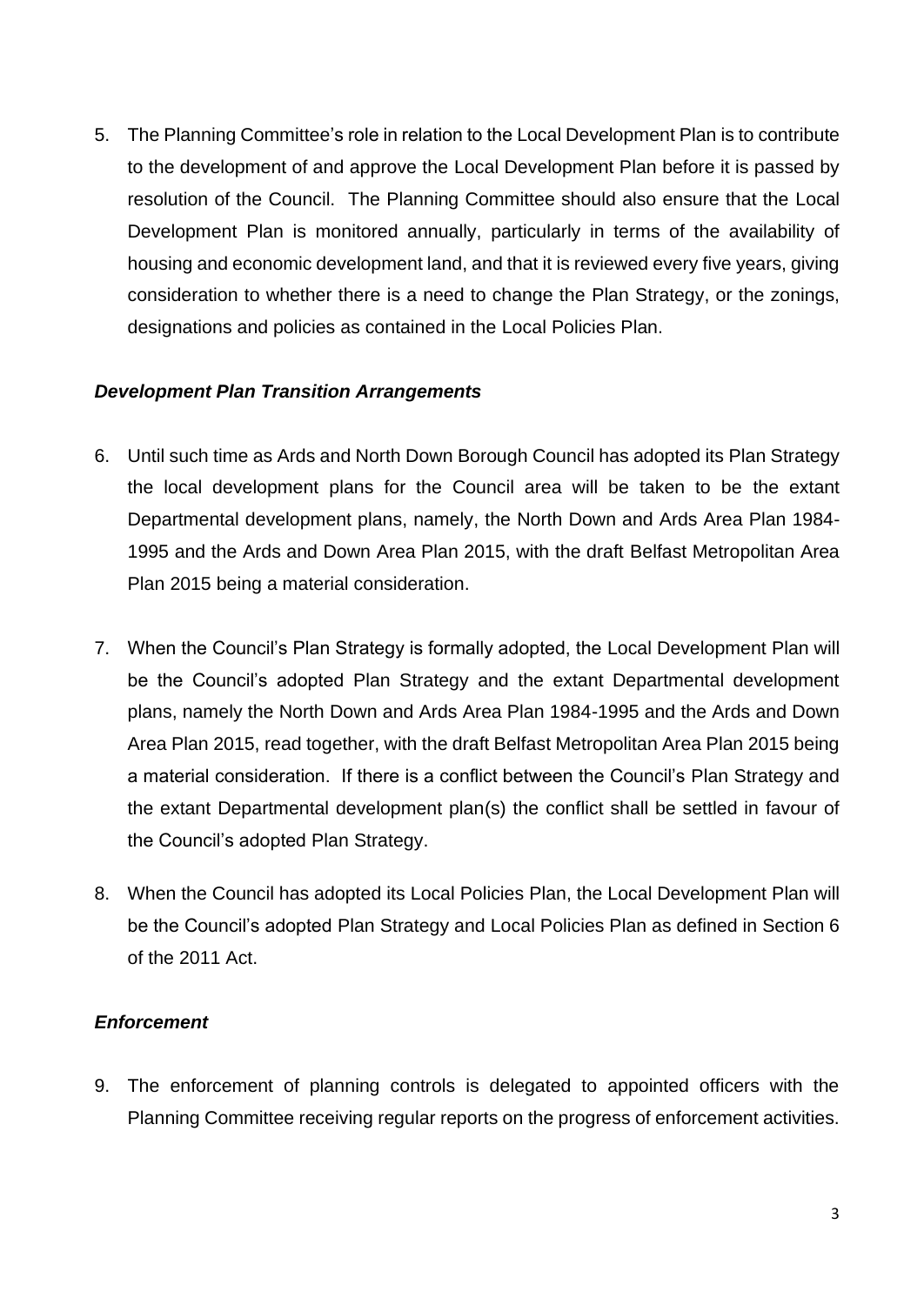5. The Planning Committee's role in relation to the Local Development Plan is to contribute to the development of and approve the Local Development Plan before it is passed by resolution of the Council. The Planning Committee should also ensure that the Local Development Plan is monitored annually, particularly in terms of the availability of housing and economic development land, and that it is reviewed every five years, giving consideration to whether there is a need to change the Plan Strategy, or the zonings, designations and policies as contained in the Local Policies Plan.

### ***Development Plan Transition Arrangements***

6. Until such time as Ards and North Down Borough Council has adopted its Plan Strategy the local development plans for the Council area will be taken to be the extant Departmental development plans, namely, the North Down and Ards Area Plan 1984-1995 and the Ards and Down Area Plan 2015, with the draft Belfast Metropolitan Area Plan 2015 being a material consideration.

7. When the Council's Plan Strategy is formally adopted, the Local Development Plan will be the Council's adopted Plan Strategy and the extant Departmental development plans, namely the North Down and Ards Area Plan 1984-1995 and the Ards and Down Area Plan 2015, read together, with the draft Belfast Metropolitan Area Plan 2015 being a material consideration. If there is a conflict between the Council's Plan Strategy and the extant Departmental development plan(s) the conflict shall be settled in favour of the Council's adopted Plan Strategy.

8. When the Council has adopted its Local Policies Plan, the Local Development Plan will be the Council's adopted Plan Strategy and Local Policies Plan as defined in Section 6 of the 2011 Act.

### ***Enforcement***

9. The enforcement of planning controls is delegated to appointed officers with the Planning Committee receiving regular reports on the progress of enforcement activities.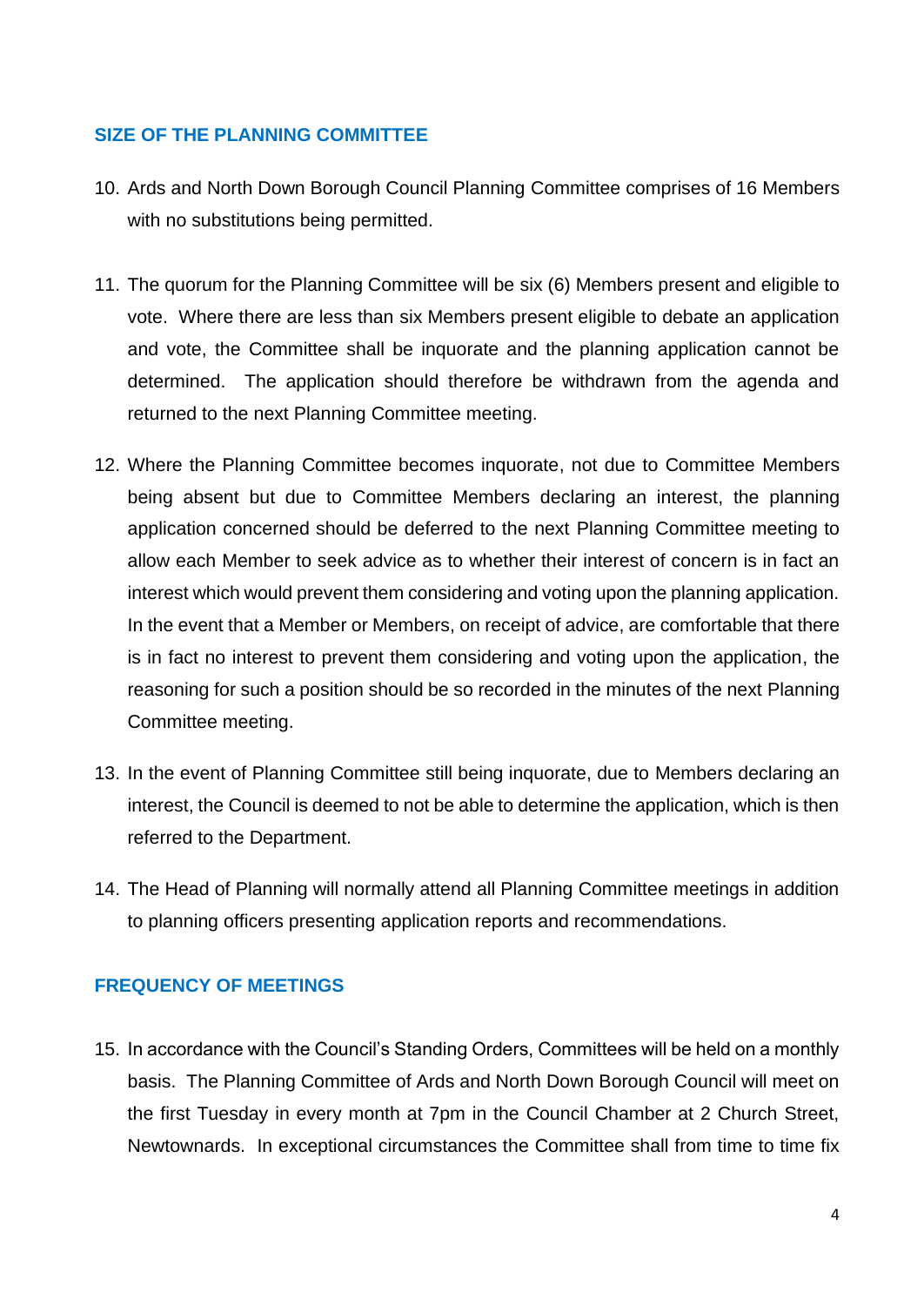## SIZE OF THE PLANNING COMMITTEE

10. Ards and North Down Borough Council Planning Committee comprises of 16 Members with no substitutions being permitted.

11. The quorum for the Planning Committee will be six (6) Members present and eligible to vote. Where there are less than six Members present eligible to debate an application and vote, the Committee shall be inquorate and the planning application cannot be determined. The application should therefore be withdrawn from the agenda and returned to the next Planning Committee meeting.

12. Where the Planning Committee becomes inquorate, not due to Committee Members being absent but due to Committee Members declaring an interest, the planning application concerned should be deferred to the next Planning Committee meeting to allow each Member to seek advice as to whether their interest of concern is in fact an interest which would prevent them considering and voting upon the planning application. In the event that a Member or Members, on receipt of advice, are comfortable that there is in fact no interest to prevent them considering and voting upon the application, the reasoning for such a position should be so recorded in the minutes of the next Planning Committee meeting.

13. In the event of Planning Committee still being inquorate, due to Members declaring an interest, the Council is deemed to not be able to determine the application, which is then referred to the Department.

14. The Head of Planning will normally attend all Planning Committee meetings in addition to planning officers presenting application reports and recommendations.

## FREQUENCY OF MEETINGS

15. In accordance with the Council's Standing Orders, Committees will be held on a monthly basis. The Planning Committee of Ards and North Down Borough Council will meet on the first Tuesday in every month at 7pm in the Council Chamber at 2 Church Street, Newtownards. In exceptional circumstances the Committee shall from time to time fix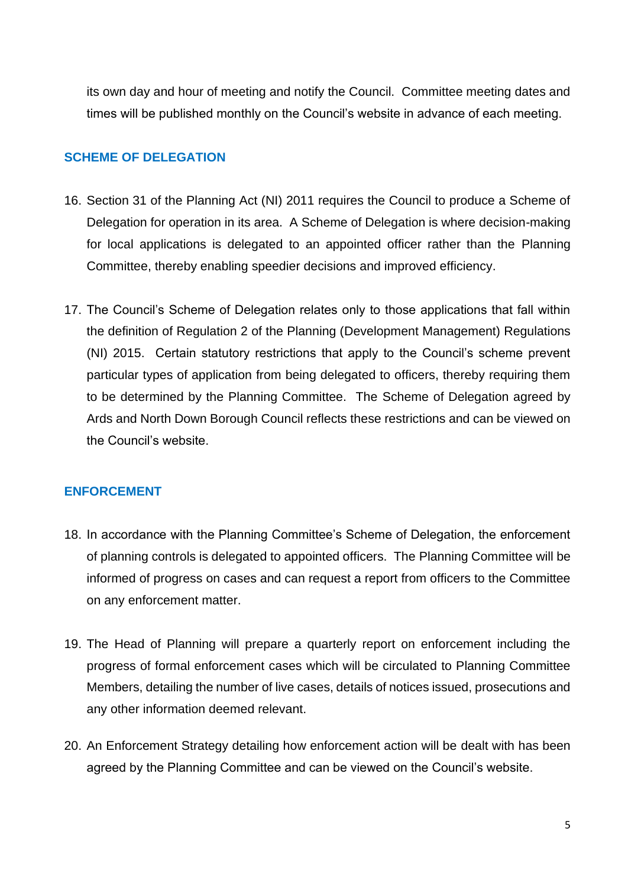its own day and hour of meeting and notify the Council. Committee meeting dates and times will be published monthly on the Council's website in advance of each meeting.

## SCHEME OF DELEGATION

16. Section 31 of the Planning Act (NI) 2011 requires the Council to produce a Scheme of Delegation for operation in its area. A Scheme of Delegation is where decision-making for local applications is delegated to an appointed officer rather than the Planning Committee, thereby enabling speedier decisions and improved efficiency.

17. The Council's Scheme of Delegation relates only to those applications that fall within the definition of Regulation 2 of the Planning (Development Management) Regulations (NI) 2015. Certain statutory restrictions that apply to the Council's scheme prevent particular types of application from being delegated to officers, thereby requiring them to be determined by the Planning Committee. The Scheme of Delegation agreed by Ards and North Down Borough Council reflects these restrictions and can be viewed on the Council's website.

## ENFORCEMENT

18. In accordance with the Planning Committee's Scheme of Delegation, the enforcement of planning controls is delegated to appointed officers. The Planning Committee will be informed of progress on cases and can request a report from officers to the Committee on any enforcement matter.

19. The Head of Planning will prepare a quarterly report on enforcement including the progress of formal enforcement cases which will be circulated to Planning Committee Members, detailing the number of live cases, details of notices issued, prosecutions and any other information deemed relevant.

20. An Enforcement Strategy detailing how enforcement action will be dealt with has been agreed by the Planning Committee and can be viewed on the Council's website.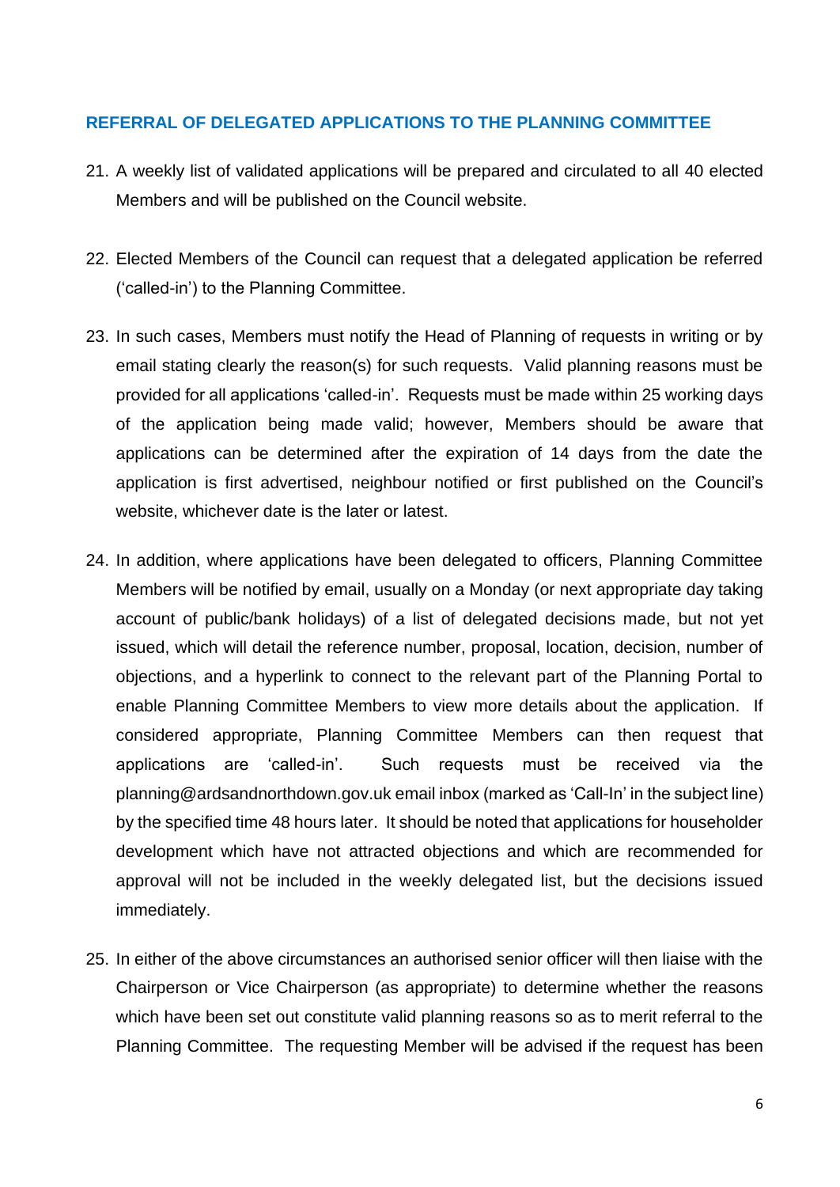## REFERRAL OF DELEGATED APPLICATIONS TO THE PLANNING COMMITTEE

21. A weekly list of validated applications will be prepared and circulated to all 40 elected Members and will be published on the Council website.

22. Elected Members of the Council can request that a delegated application be referred ('called-in') to the Planning Committee.

23. In such cases, Members must notify the Head of Planning of requests in writing or by email stating clearly the reason(s) for such requests. Valid planning reasons must be provided for all applications 'called-in'. Requests must be made within 25 working days of the application being made valid; however, Members should be aware that applications can be determined after the expiration of 14 days from the date the application is first advertised, neighbour notified or first published on the Council's website, whichever date is the later or latest.

24. In addition, where applications have been delegated to officers, Planning Committee Members will be notified by email, usually on a Monday (or next appropriate day taking account of public/bank holidays) of a list of delegated decisions made, but not yet issued, which will detail the reference number, proposal, location, decision, number of objections, and a hyperlink to connect to the relevant part of the Planning Portal to enable Planning Committee Members to view more details about the application. If considered appropriate, Planning Committee Members can then request that applications are 'called-in'. Such requests must be received via the planning@ardsandnorthdown.gov.uk email inbox (marked as 'Call-In' in the subject line) by the specified time 48 hours later. It should be noted that applications for householder development which have not attracted objections and which are recommended for approval will not be included in the weekly delegated list, but the decisions issued immediately.

25. In either of the above circumstances an authorised senior officer will then liaise with the Chairperson or Vice Chairperson (as appropriate) to determine whether the reasons which have been set out constitute valid planning reasons so as to merit referral to the Planning Committee. The requesting Member will be advised if the request has been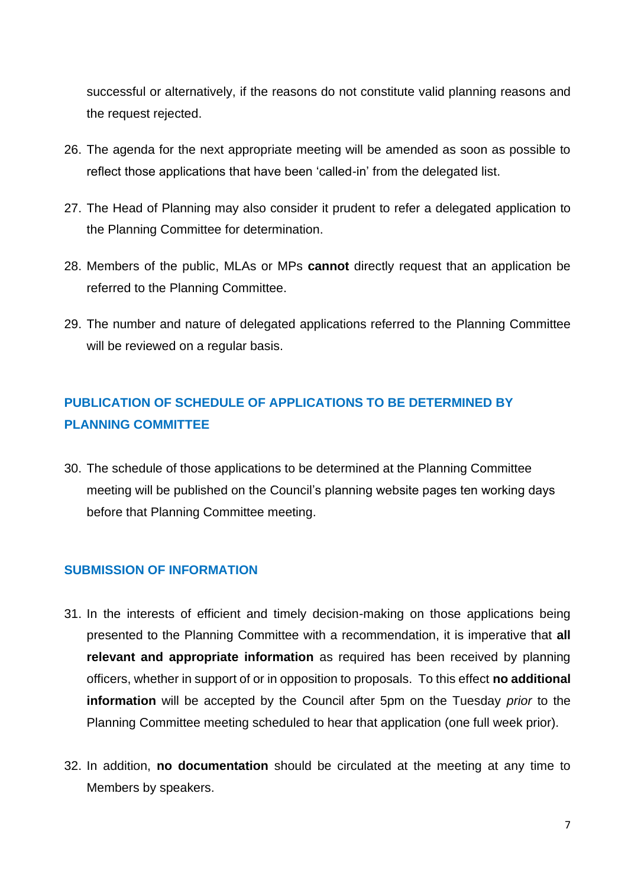successful or alternatively, if the reasons do not constitute valid planning reasons and the request rejected.

26. The agenda for the next appropriate meeting will be amended as soon as possible to reflect those applications that have been 'called-in' from the delegated list.

27. The Head of Planning may also consider it prudent to refer a delegated application to the Planning Committee for determination.

28. Members of the public, MLAs or MPs **cannot** directly request that an application be referred to the Planning Committee.

29. The number and nature of delegated applications referred to the Planning Committee will be reviewed on a regular basis.

## PUBLICATION OF SCHEDULE OF APPLICATIONS TO BE DETERMINED BY PLANNING COMMITTEE

30. The schedule of those applications to be determined at the Planning Committee meeting will be published on the Council's planning website pages ten working days before that Planning Committee meeting.

## SUBMISSION OF INFORMATION

31. In the interests of efficient and timely decision-making on those applications being presented to the Planning Committee with a recommendation, it is imperative that **all relevant and appropriate information** as required has been received by planning officers, whether in support of or in opposition to proposals. To this effect **no additional information** will be accepted by the Council after 5pm on the Tuesday *prior* to the Planning Committee meeting scheduled to hear that application (one full week prior).

32. In addition, **no documentation** should be circulated at the meeting at any time to Members by speakers.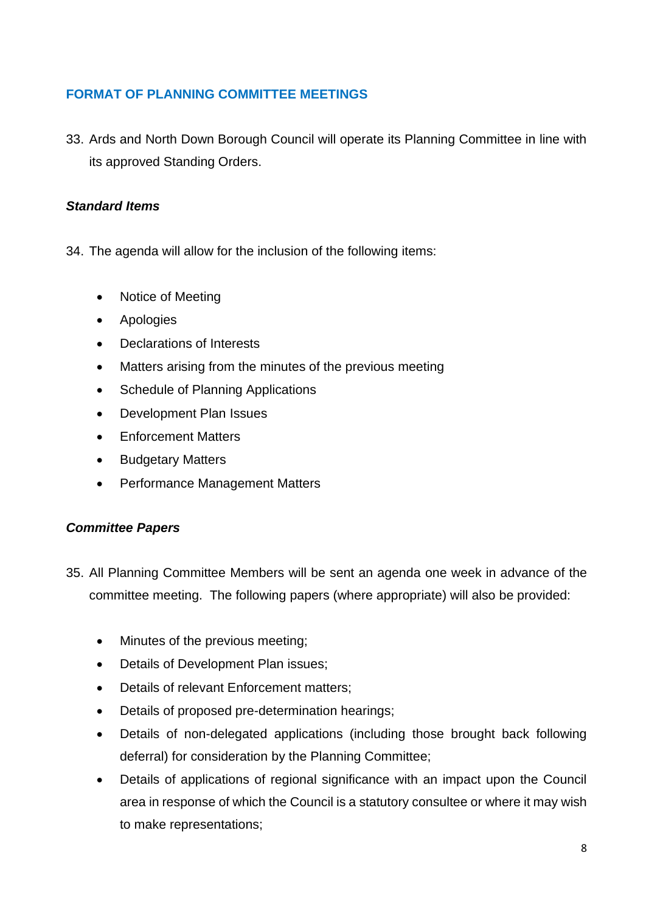## FORMAT OF PLANNING COMMITTEE MEETINGS

33. Ards and North Down Borough Council will operate its Planning Committee in line with its approved Standing Orders.

### *Standard Items*

34. The agenda will allow for the inclusion of the following items:

- Notice of Meeting
- Apologies
- Declarations of Interests
- Matters arising from the minutes of the previous meeting
- Schedule of Planning Applications
- Development Plan Issues
- Enforcement Matters
- Budgetary Matters
- Performance Management Matters

### *Committee Papers*

35. All Planning Committee Members will be sent an agenda one week in advance of the committee meeting. The following papers (where appropriate) will also be provided:

- Minutes of the previous meeting;
- Details of Development Plan issues;
- Details of relevant Enforcement matters;
- Details of proposed pre-determination hearings;
- Details of non-delegated applications (including those brought back following deferral) for consideration by the Planning Committee;
- Details of applications of regional significance with an impact upon the Council area in response of which the Council is a statutory consultee or where it may wish to make representations;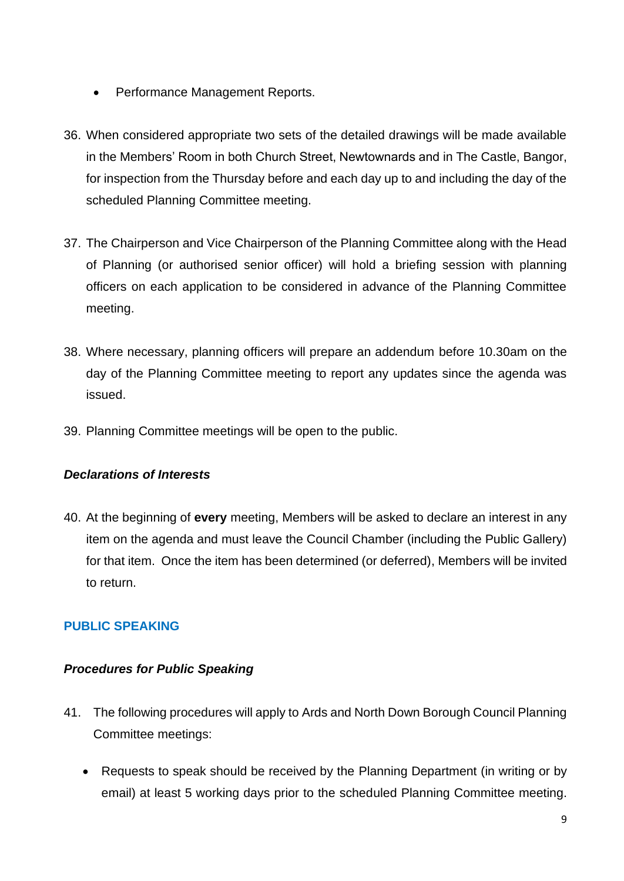- Performance Management Reports.

36. When considered appropriate two sets of the detailed drawings will be made available in the Members' Room in both Church Street, Newtownards and in The Castle, Bangor, for inspection from the Thursday before and each day up to and including the day of the scheduled Planning Committee meeting.

37. The Chairperson and Vice Chairperson of the Planning Committee along with the Head of Planning (or authorised senior officer) will hold a briefing session with planning officers on each application to be considered in advance of the Planning Committee meeting.

38. Where necessary, planning officers will prepare an addendum before 10.30am on the day of the Planning Committee meeting to report any updates since the agenda was issued.

39. Planning Committee meetings will be open to the public.

### *Declarations of Interests*

40. At the beginning of **every** meeting, Members will be asked to declare an interest in any item on the agenda and must leave the Council Chamber (including the Public Gallery) for that item. Once the item has been determined (or deferred), Members will be invited to return.

## PUBLIC SPEAKING

### *Procedures for Public Speaking*

41. The following procedures will apply to Ards and North Down Borough Council Planning Committee meetings:

    - Requests to speak should be received by the Planning Department (in writing or by email) at least 5 working days prior to the scheduled Planning Committee meeting.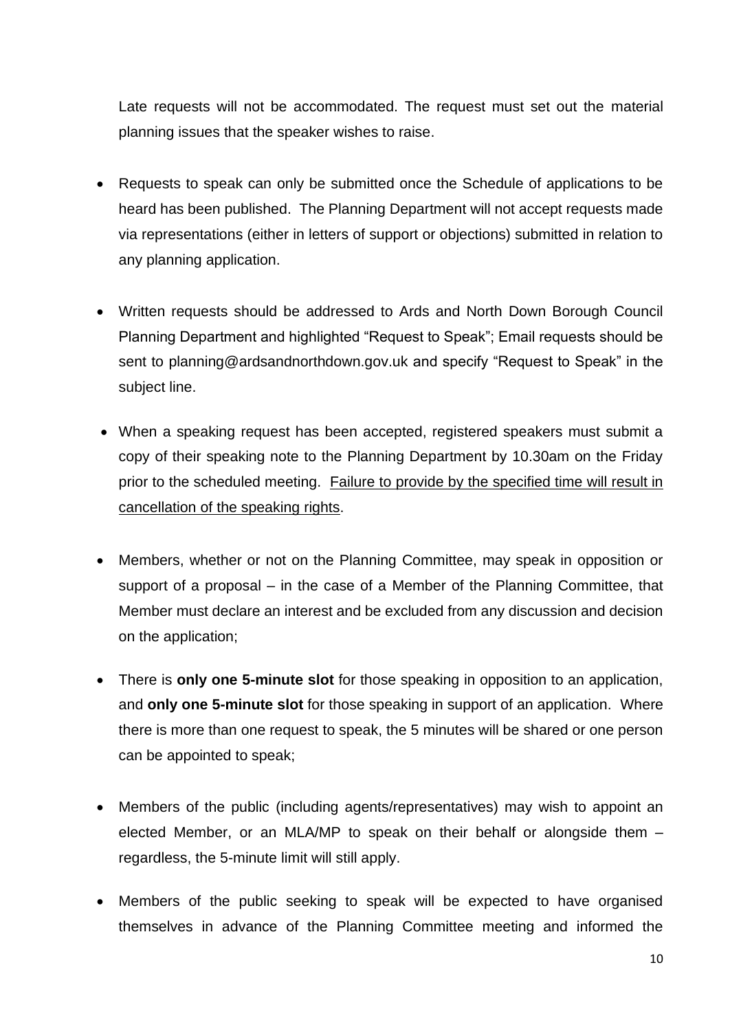Late requests will not be accommodated. The request must set out the material planning issues that the speaker wishes to raise.

- Requests to speak can only be submitted once the Schedule of applications to be heard has been published. The Planning Department will not accept requests made via representations (either in letters of support or objections) submitted in relation to any planning application.

- Written requests should be addressed to Ards and North Down Borough Council Planning Department and highlighted "Request to Speak"; Email requests should be sent to planning@ardsandnorthdown.gov.uk and specify "Request to Speak" in the subject line.

- When a speaking request has been accepted, registered speakers must submit a copy of their speaking note to the Planning Department by 10.30am on the Friday prior to the scheduled meeting. <u>Failure to provide by the specified time will result in cancellation of the speaking rights</u>.

- Members, whether or not on the Planning Committee, may speak in opposition or support of a proposal – in the case of a Member of the Planning Committee, that Member must declare an interest and be excluded from any discussion and decision on the application;

- There is **only one 5-minute slot** for those speaking in opposition to an application, and **only one 5-minute slot** for those speaking in support of an application. Where there is more than one request to speak, the 5 minutes will be shared or one person can be appointed to speak;

- Members of the public (including agents/representatives) may wish to appoint an elected Member, or an MLA/MP to speak on their behalf or alongside them – regardless, the 5-minute limit will still apply.

- Members of the public seeking to speak will be expected to have organised themselves in advance of the Planning Committee meeting and informed the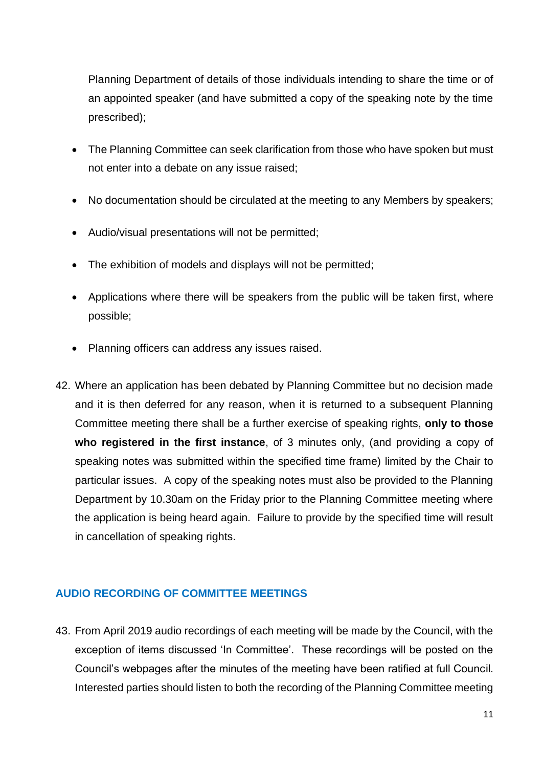Planning Department of details of those individuals intending to share the time or of an appointed speaker (and have submitted a copy of the speaking note by the time prescribed);

- The Planning Committee can seek clarification from those who have spoken but must not enter into a debate on any issue raised;
- No documentation should be circulated at the meeting to any Members by speakers;
- Audio/visual presentations will not be permitted;
- The exhibition of models and displays will not be permitted;
- Applications where there will be speakers from the public will be taken first, where possible;
- Planning officers can address any issues raised.

42. Where an application has been debated by Planning Committee but no decision made and it is then deferred for any reason, when it is returned to a subsequent Planning Committee meeting there shall be a further exercise of speaking rights, **only to those who registered in the first instance**, of 3 minutes only, (and providing a copy of speaking notes was submitted within the specified time frame) limited by the Chair to particular issues. A copy of the speaking notes must also be provided to the Planning Department by 10.30am on the Friday prior to the Planning Committee meeting where the application is being heard again. Failure to provide by the specified time will result in cancellation of speaking rights.

## AUDIO RECORDING OF COMMITTEE MEETINGS

43. From April 2019 audio recordings of each meeting will be made by the Council, with the exception of items discussed 'In Committee'. These recordings will be posted on the Council's webpages after the minutes of the meeting have been ratified at full Council. Interested parties should listen to both the recording of the Planning Committee meeting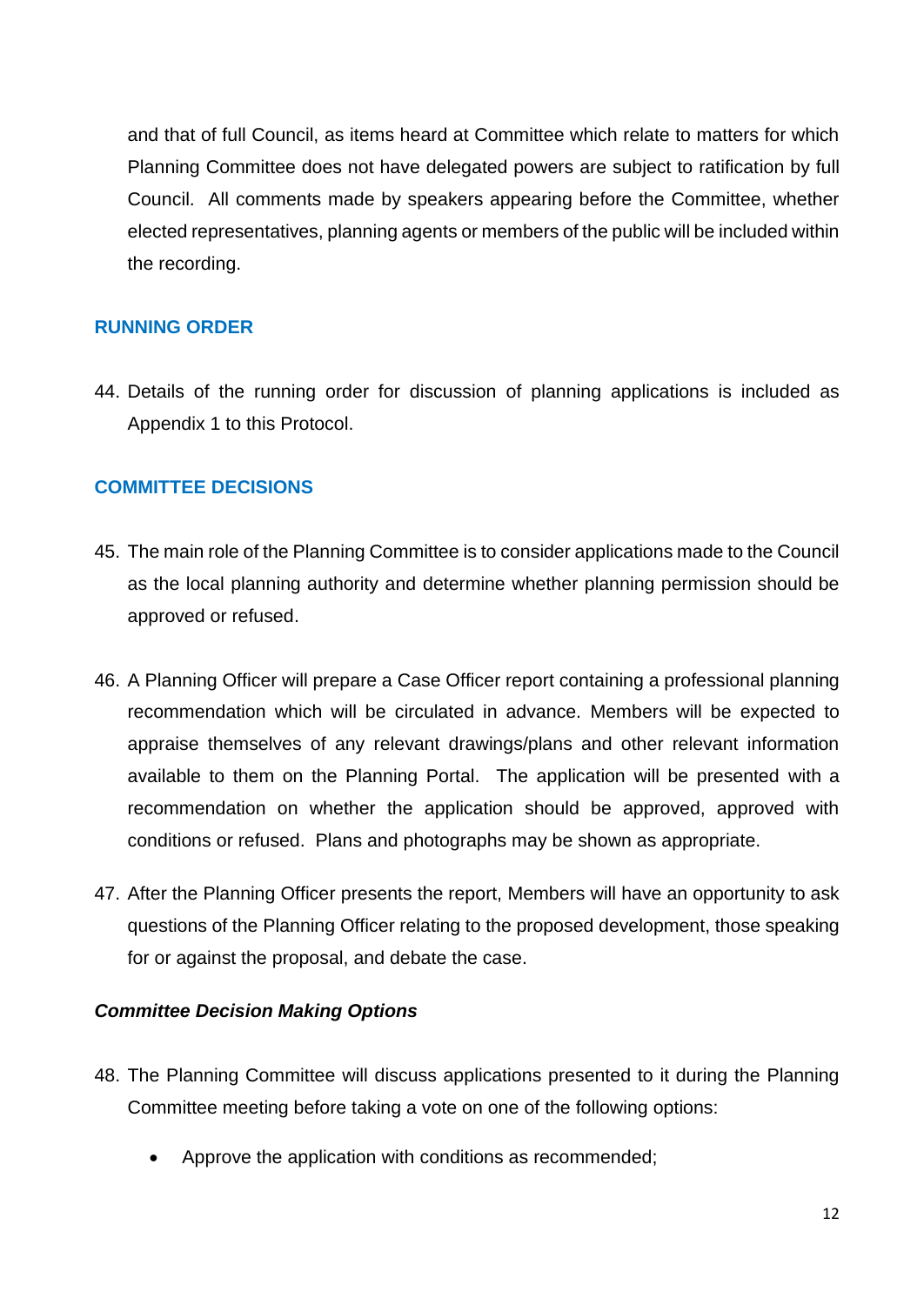and that of full Council, as items heard at Committee which relate to matters for which Planning Committee does not have delegated powers are subject to ratification by full Council. All comments made by speakers appearing before the Committee, whether elected representatives, planning agents or members of the public will be included within the recording.

## RUNNING ORDER

44. Details of the running order for discussion of planning applications is included as Appendix 1 to this Protocol.

## COMMITTEE DECISIONS

45. The main role of the Planning Committee is to consider applications made to the Council as the local planning authority and determine whether planning permission should be approved or refused.

46. A Planning Officer will prepare a Case Officer report containing a professional planning recommendation which will be circulated in advance. Members will be expected to appraise themselves of any relevant drawings/plans and other relevant information available to them on the Planning Portal. The application will be presented with a recommendation on whether the application should be approved, approved with conditions or refused. Plans and photographs may be shown as appropriate.

47. After the Planning Officer presents the report, Members will have an opportunity to ask questions of the Planning Officer relating to the proposed development, those speaking for or against the proposal, and debate the case.

### *Committee Decision Making Options*

48. The Planning Committee will discuss applications presented to it during the Planning Committee meeting before taking a vote on one of the following options:

    - Approve the application with conditions as recommended;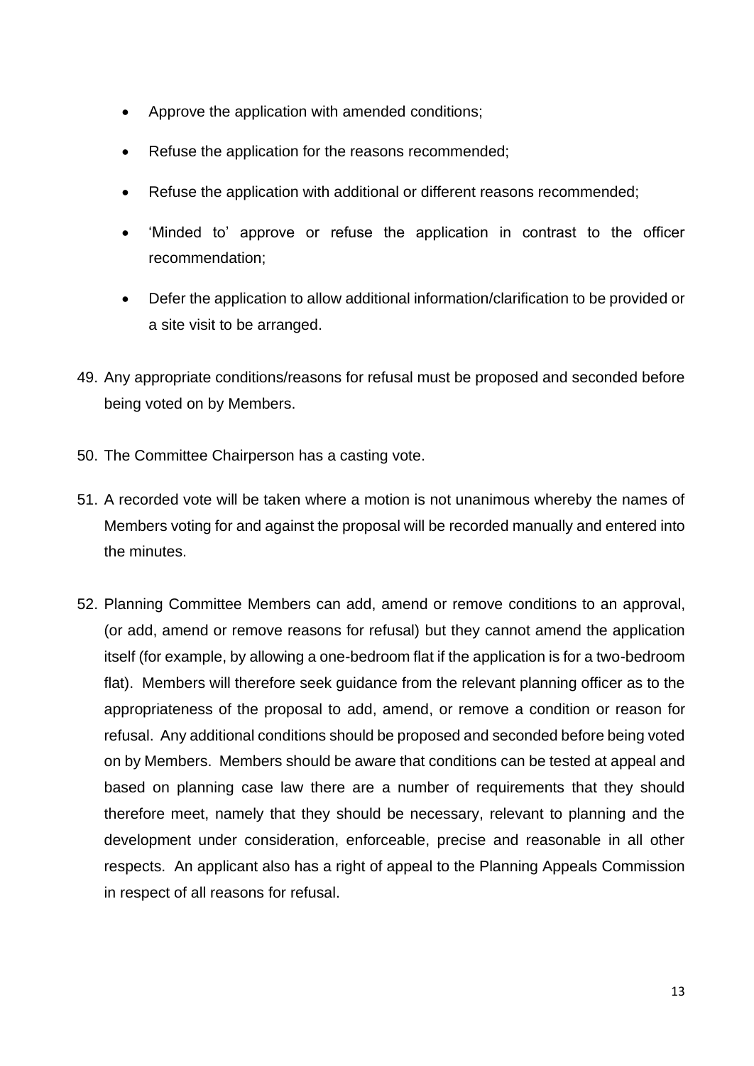- Approve the application with amended conditions;
- Refuse the application for the reasons recommended;
- Refuse the application with additional or different reasons recommended;
- 'Minded to' approve or refuse the application in contrast to the officer recommendation;
- Defer the application to allow additional information/clarification to be provided or a site visit to be arranged.

49. Any appropriate conditions/reasons for refusal must be proposed and seconded before being voted on by Members.

50. The Committee Chairperson has a casting vote.

51. A recorded vote will be taken where a motion is not unanimous whereby the names of Members voting for and against the proposal will be recorded manually and entered into the minutes.

52. Planning Committee Members can add, amend or remove conditions to an approval, (or add, amend or remove reasons for refusal) but they cannot amend the application itself (for example, by allowing a one-bedroom flat if the application is for a two-bedroom flat). Members will therefore seek guidance from the relevant planning officer as to the appropriateness of the proposal to add, amend, or remove a condition or reason for refusal. Any additional conditions should be proposed and seconded before being voted on by Members. Members should be aware that conditions can be tested at appeal and based on planning case law there are a number of requirements that they should therefore meet, namely that they should be necessary, relevant to planning and the development under consideration, enforceable, precise and reasonable in all other respects. An applicant also has a right of appeal to the Planning Appeals Commission in respect of all reasons for refusal.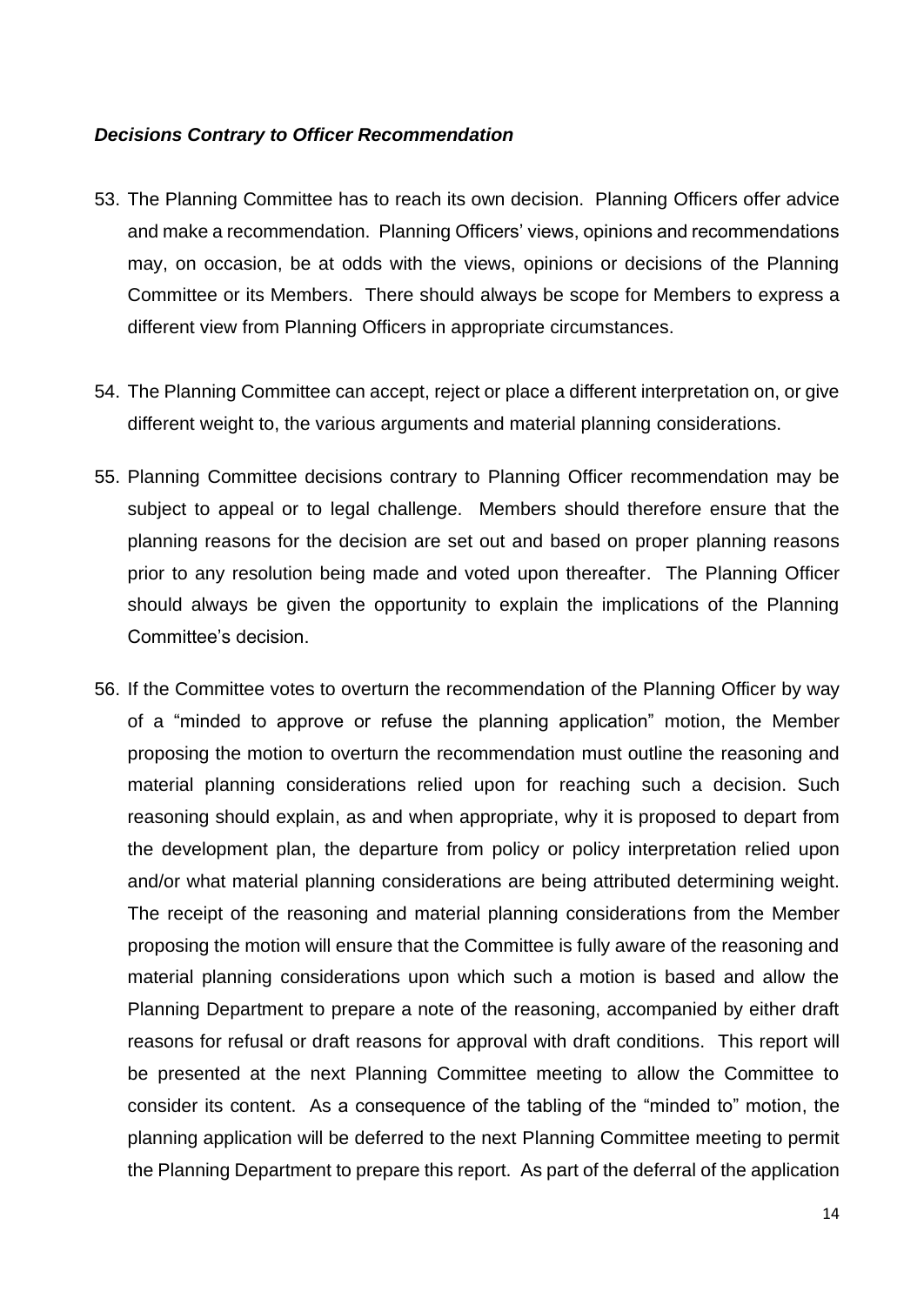***Decisions Contrary to Officer Recommendation***

53. The Planning Committee has to reach its own decision. Planning Officers offer advice and make a recommendation. Planning Officers' views, opinions and recommendations may, on occasion, be at odds with the views, opinions or decisions of the Planning Committee or its Members. There should always be scope for Members to express a different view from Planning Officers in appropriate circumstances.

54. The Planning Committee can accept, reject or place a different interpretation on, or give different weight to, the various arguments and material planning considerations.

55. Planning Committee decisions contrary to Planning Officer recommendation may be subject to appeal or to legal challenge. Members should therefore ensure that the planning reasons for the decision are set out and based on proper planning reasons prior to any resolution being made and voted upon thereafter. The Planning Officer should always be given the opportunity to explain the implications of the Planning Committee's decision.

56. If the Committee votes to overturn the recommendation of the Planning Officer by way of a "minded to approve or refuse the planning application" motion, the Member proposing the motion to overturn the recommendation must outline the reasoning and material planning considerations relied upon for reaching such a decision. Such reasoning should explain, as and when appropriate, why it is proposed to depart from the development plan, the departure from policy or policy interpretation relied upon and/or what material planning considerations are being attributed determining weight. The receipt of the reasoning and material planning considerations from the Member proposing the motion will ensure that the Committee is fully aware of the reasoning and material planning considerations upon which such a motion is based and allow the Planning Department to prepare a note of the reasoning, accompanied by either draft reasons for refusal or draft reasons for approval with draft conditions. This report will be presented at the next Planning Committee meeting to allow the Committee to consider its content. As a consequence of the tabling of the "minded to" motion, the planning application will be deferred to the next Planning Committee meeting to permit the Planning Department to prepare this report. As part of the deferral of the application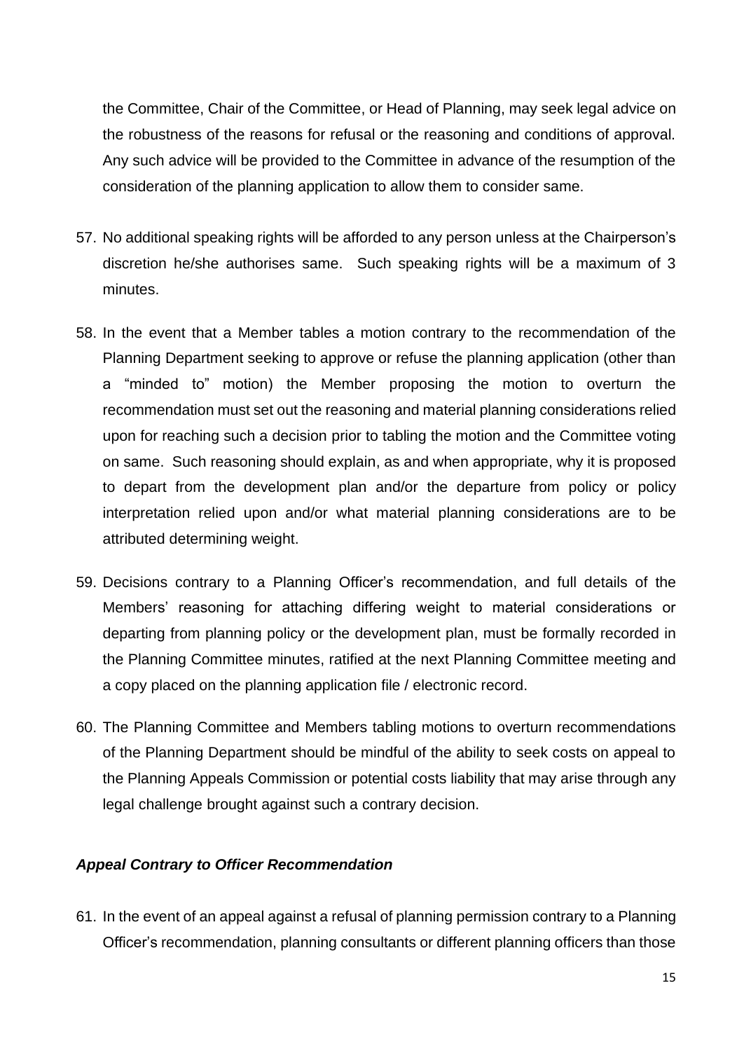the Committee, Chair of the Committee, or Head of Planning, may seek legal advice on the robustness of the reasons for refusal or the reasoning and conditions of approval. Any such advice will be provided to the Committee in advance of the resumption of the consideration of the planning application to allow them to consider same.

57. No additional speaking rights will be afforded to any person unless at the Chairperson's discretion he/she authorises same. Such speaking rights will be a maximum of 3 minutes.

58. In the event that a Member tables a motion contrary to the recommendation of the Planning Department seeking to approve or refuse the planning application (other than a "minded to" motion) the Member proposing the motion to overturn the recommendation must set out the reasoning and material planning considerations relied upon for reaching such a decision prior to tabling the motion and the Committee voting on same. Such reasoning should explain, as and when appropriate, why it is proposed to depart from the development plan and/or the departure from policy or policy interpretation relied upon and/or what material planning considerations are to be attributed determining weight.

59. Decisions contrary to a Planning Officer's recommendation, and full details of the Members' reasoning for attaching differing weight to material considerations or departing from planning policy or the development plan, must be formally recorded in the Planning Committee minutes, ratified at the next Planning Committee meeting and a copy placed on the planning application file / electronic record.

60. The Planning Committee and Members tabling motions to overturn recommendations of the Planning Department should be mindful of the ability to seek costs on appeal to the Planning Appeals Commission or potential costs liability that may arise through any legal challenge brought against such a contrary decision.

***Appeal Contrary to Officer Recommendation***

61. In the event of an appeal against a refusal of planning permission contrary to a Planning Officer's recommendation, planning consultants or different planning officers than those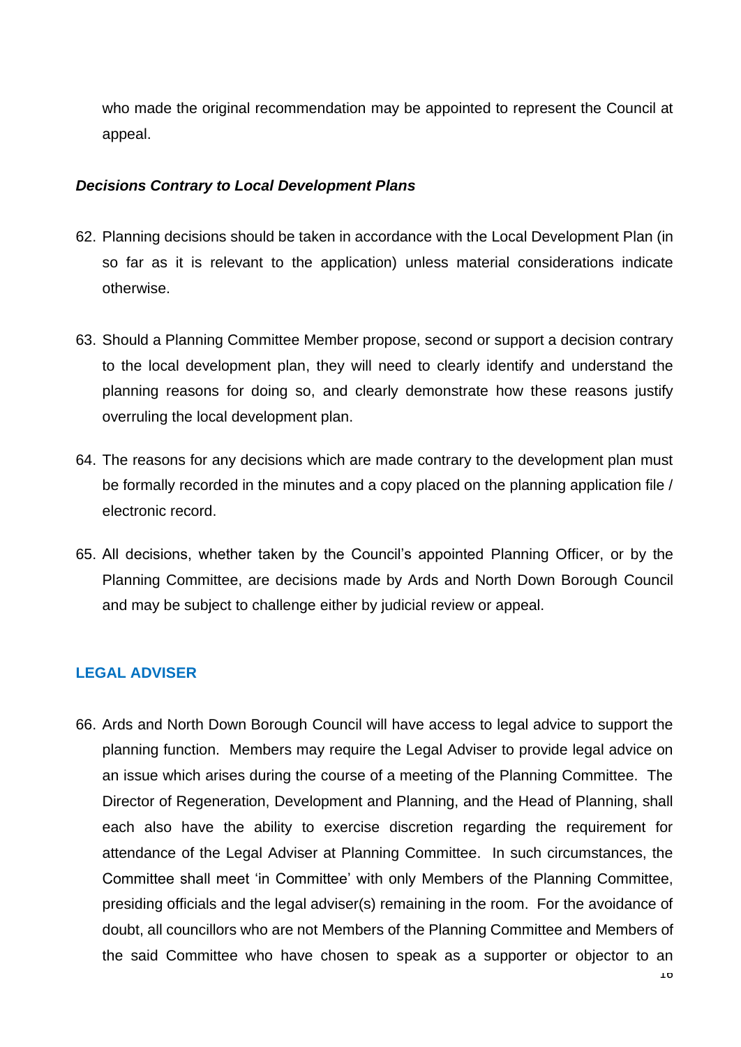who made the original recommendation may be appointed to represent the Council at appeal.

### *Decisions Contrary to Local Development Plans*

62. Planning decisions should be taken in accordance with the Local Development Plan (in so far as it is relevant to the application) unless material considerations indicate otherwise.

63. Should a Planning Committee Member propose, second or support a decision contrary to the local development plan, they will need to clearly identify and understand the planning reasons for doing so, and clearly demonstrate how these reasons justify overruling the local development plan.

64. The reasons for any decisions which are made contrary to the development plan must be formally recorded in the minutes and a copy placed on the planning application file / electronic record.

65. All decisions, whether taken by the Council's appointed Planning Officer, or by the Planning Committee, are decisions made by Ards and North Down Borough Council and may be subject to challenge either by judicial review or appeal.

## LEGAL ADVISER

66. Ards and North Down Borough Council will have access to legal advice to support the planning function. Members may require the Legal Adviser to provide legal advice on an issue which arises during the course of a meeting of the Planning Committee. The Director of Regeneration, Development and Planning, and the Head of Planning, shall each also have the ability to exercise discretion regarding the requirement for attendance of the Legal Adviser at Planning Committee. In such circumstances, the Committee shall meet 'in Committee' with only Members of the Planning Committee, presiding officials and the legal adviser(s) remaining in the room. For the avoidance of doubt, all councillors who are not Members of the Planning Committee and Members of the said Committee who have chosen to speak as a supporter or objector to an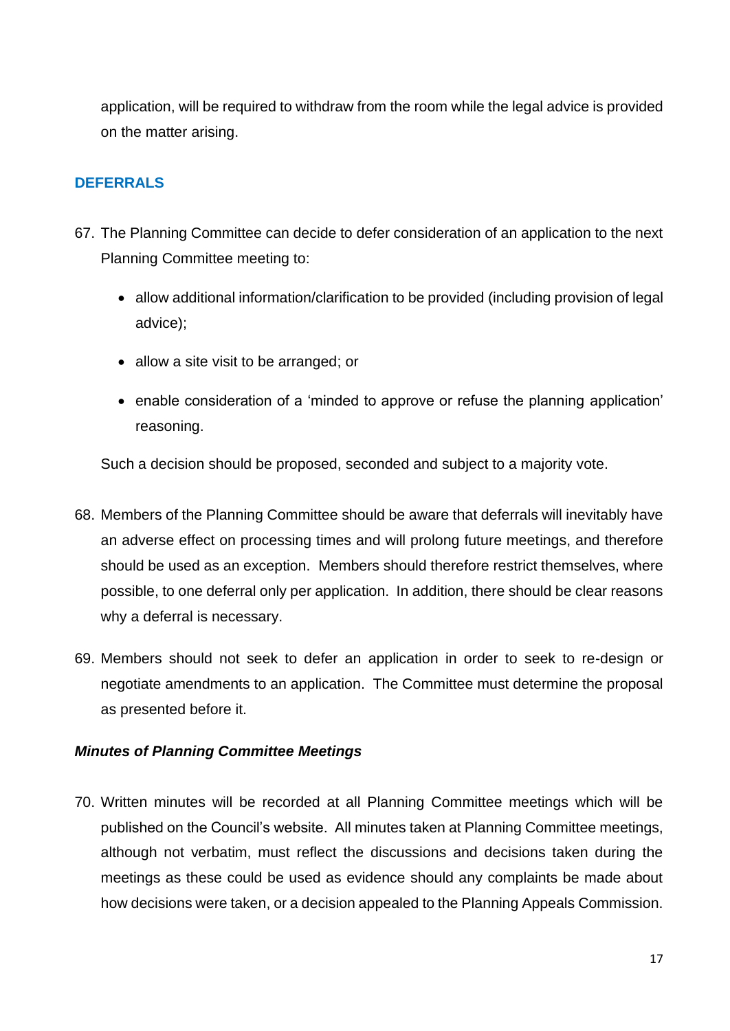application, will be required to withdraw from the room while the legal advice is provided on the matter arising.

## DEFERRALS

67. The Planning Committee can decide to defer consideration of an application to the next Planning Committee meeting to:

    - allow additional information/clarification to be provided (including provision of legal advice);
    - allow a site visit to be arranged; or
    - enable consideration of a 'minded to approve or refuse the planning application' reasoning.

    Such a decision should be proposed, seconded and subject to a majority vote.

68. Members of the Planning Committee should be aware that deferrals will inevitably have an adverse effect on processing times and will prolong future meetings, and therefore should be used as an exception. Members should therefore restrict themselves, where possible, to one deferral only per application. In addition, there should be clear reasons why a deferral is necessary.

69. Members should not seek to defer an application in order to seek to re-design or negotiate amendments to an application. The Committee must determine the proposal as presented before it.

### *Minutes of Planning Committee Meetings*

70. Written minutes will be recorded at all Planning Committee meetings which will be published on the Council's website. All minutes taken at Planning Committee meetings, although not verbatim, must reflect the discussions and decisions taken during the meetings as these could be used as evidence should any complaints be made about how decisions were taken, or a decision appealed to the Planning Appeals Commission.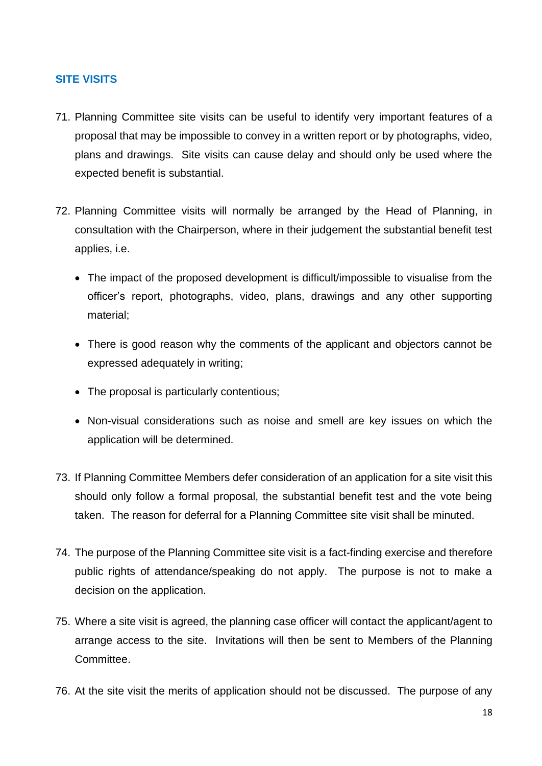## SITE VISITS

71. Planning Committee site visits can be useful to identify very important features of a proposal that may be impossible to convey in a written report or by photographs, video, plans and drawings. Site visits can cause delay and should only be used where the expected benefit is substantial.

72. Planning Committee visits will normally be arranged by the Head of Planning, in consultation with the Chairperson, where in their judgement the substantial benefit test applies, i.e.

    - The impact of the proposed development is difficult/impossible to visualise from the officer's report, photographs, video, plans, drawings and any other supporting material;
    - There is good reason why the comments of the applicant and objectors cannot be expressed adequately in writing;
    - The proposal is particularly contentious;
    - Non-visual considerations such as noise and smell are key issues on which the application will be determined.

73. If Planning Committee Members defer consideration of an application for a site visit this should only follow a formal proposal, the substantial benefit test and the vote being taken. The reason for deferral for a Planning Committee site visit shall be minuted.

74. The purpose of the Planning Committee site visit is a fact-finding exercise and therefore public rights of attendance/speaking do not apply. The purpose is not to make a decision on the application.

75. Where a site visit is agreed, the planning case officer will contact the applicant/agent to arrange access to the site. Invitations will then be sent to Members of the Planning Committee.

76. At the site visit the merits of application should not be discussed. The purpose of any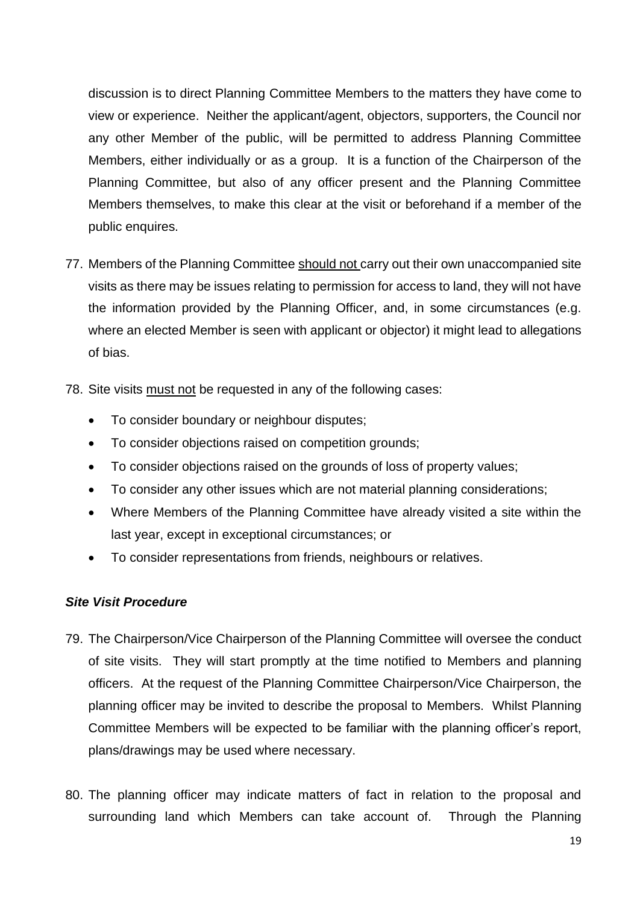discussion is to direct Planning Committee Members to the matters they have come to view or experience. Neither the applicant/agent, objectors, supporters, the Council nor any other Member of the public, will be permitted to address Planning Committee Members, either individually or as a group. It is a function of the Chairperson of the Planning Committee, but also of any officer present and the Planning Committee Members themselves, to make this clear at the visit or beforehand if a member of the public enquires.

77. Members of the Planning Committee <u>should not</u> carry out their own unaccompanied site visits as there may be issues relating to permission for access to land, they will not have the information provided by the Planning Officer, and, in some circumstances (e.g. where an elected Member is seen with applicant or objector) it might lead to allegations of bias.

78. Site visits <u>must not</u> be requested in any of the following cases:

    - To consider boundary or neighbour disputes;
    - To consider objections raised on competition grounds;
    - To consider objections raised on the grounds of loss of property values;
    - To consider any other issues which are not material planning considerations;
    - Where Members of the Planning Committee have already visited a site within the last year, except in exceptional circumstances; or
    - To consider representations from friends, neighbours or relatives.

### *Site Visit Procedure*

79. The Chairperson/Vice Chairperson of the Planning Committee will oversee the conduct of site visits. They will start promptly at the time notified to Members and planning officers. At the request of the Planning Committee Chairperson/Vice Chairperson, the planning officer may be invited to describe the proposal to Members. Whilst Planning Committee Members will be expected to be familiar with the planning officer's report, plans/drawings may be used where necessary.

80. The planning officer may indicate matters of fact in relation to the proposal and surrounding land which Members can take account of. Through the Planning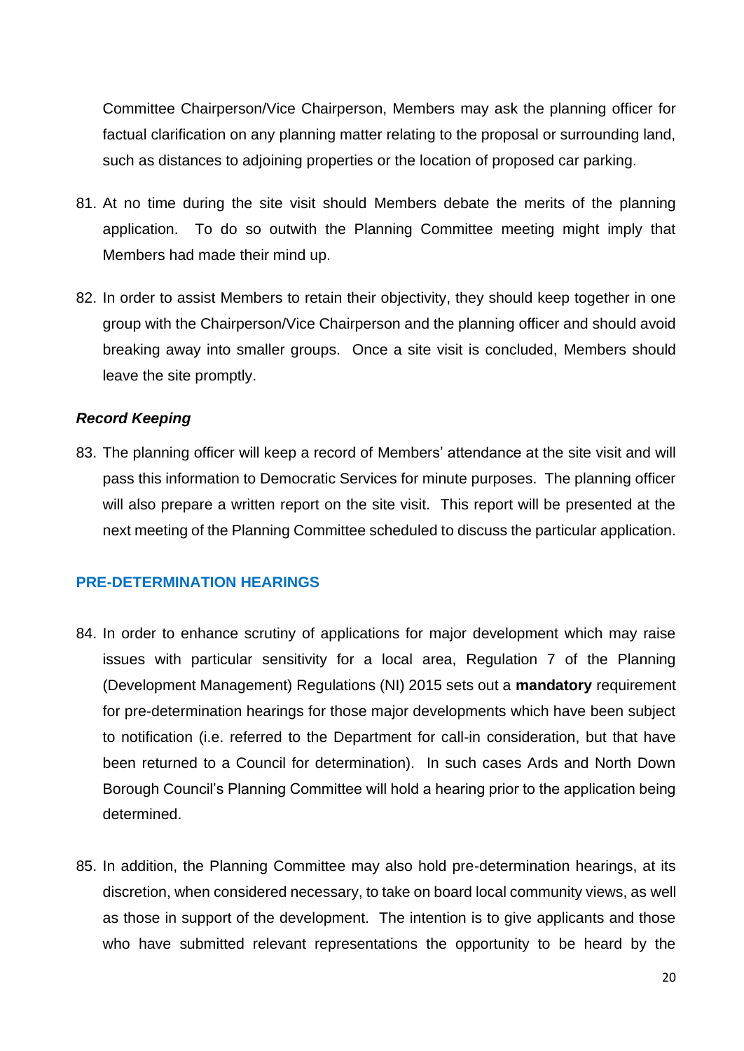Committee Chairperson/Vice Chairperson, Members may ask the planning officer for factual clarification on any planning matter relating to the proposal or surrounding land, such as distances to adjoining properties or the location of proposed car parking.

81. At no time during the site visit should Members debate the merits of the planning application. To do so outwith the Planning Committee meeting might imply that Members had made their mind up.

82. In order to assist Members to retain their objectivity, they should keep together in one group with the Chairperson/Vice Chairperson and the planning officer and should avoid breaking away into smaller groups. Once a site visit is concluded, Members should leave the site promptly.

***Record Keeping***

83. The planning officer will keep a record of Members' attendance at the site visit and will pass this information to Democratic Services for minute purposes. The planning officer will also prepare a written report on the site visit. This report will be presented at the next meeting of the Planning Committee scheduled to discuss the particular application.

## PRE-DETERMINATION HEARINGS

84. In order to enhance scrutiny of applications for major development which may raise issues with particular sensitivity for a local area, Regulation 7 of the Planning (Development Management) Regulations (NI) 2015 sets out a **mandatory** requirement for pre-determination hearings for those major developments which have been subject to notification (i.e. referred to the Department for call-in consideration, but that have been returned to a Council for determination). In such cases Ards and North Down Borough Council's Planning Committee will hold a hearing prior to the application being determined.

85. In addition, the Planning Committee may also hold pre-determination hearings, at its discretion, when considered necessary, to take on board local community views, as well as those in support of the development. The intention is to give applicants and those who have submitted relevant representations the opportunity to be heard by the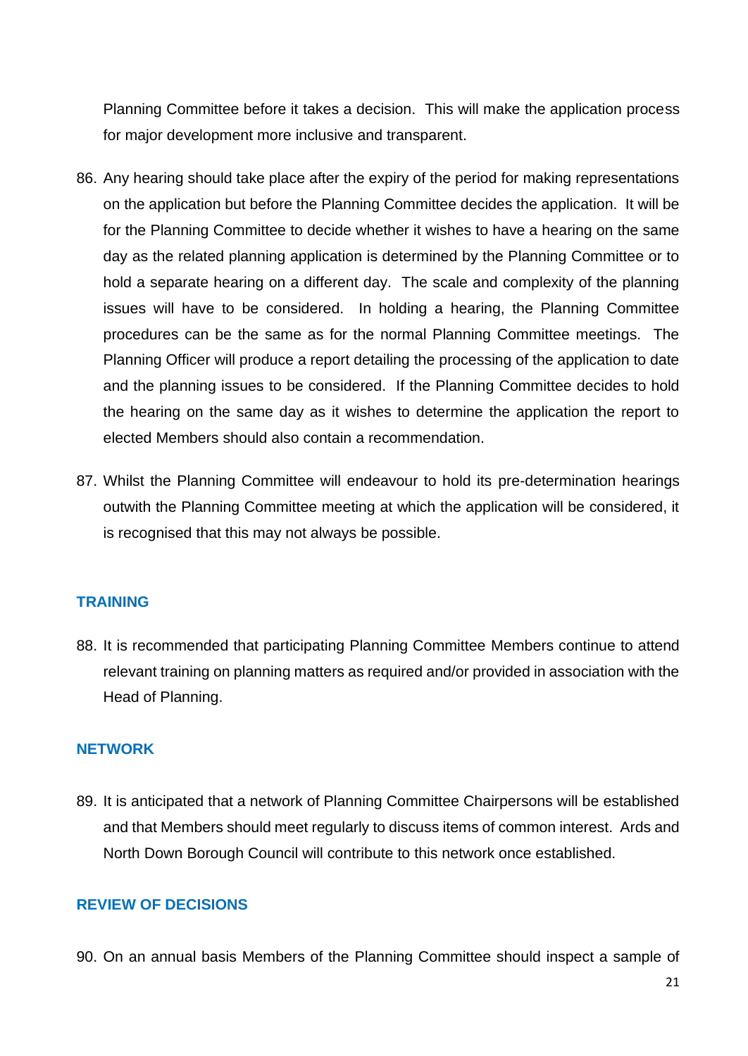Planning Committee before it takes a decision. This will make the application process for major development more inclusive and transparent.

86. Any hearing should take place after the expiry of the period for making representations on the application but before the Planning Committee decides the application. It will be for the Planning Committee to decide whether it wishes to have a hearing on the same day as the related planning application is determined by the Planning Committee or to hold a separate hearing on a different day. The scale and complexity of the planning issues will have to be considered. In holding a hearing, the Planning Committee procedures can be the same as for the normal Planning Committee meetings. The Planning Officer will produce a report detailing the processing of the application to date and the planning issues to be considered. If the Planning Committee decides to hold the hearing on the same day as it wishes to determine the application the report to elected Members should also contain a recommendation.

87. Whilst the Planning Committee will endeavour to hold its pre-determination hearings outwith the Planning Committee meeting at which the application will be considered, it is recognised that this may not always be possible.

## TRAINING

88. It is recommended that participating Planning Committee Members continue to attend relevant training on planning matters as required and/or provided in association with the Head of Planning.

## NETWORK

89. It is anticipated that a network of Planning Committee Chairpersons will be established and that Members should meet regularly to discuss items of common interest. Ards and North Down Borough Council will contribute to this network once established.

## REVIEW OF DECISIONS

90. On an annual basis Members of the Planning Committee should inspect a sample of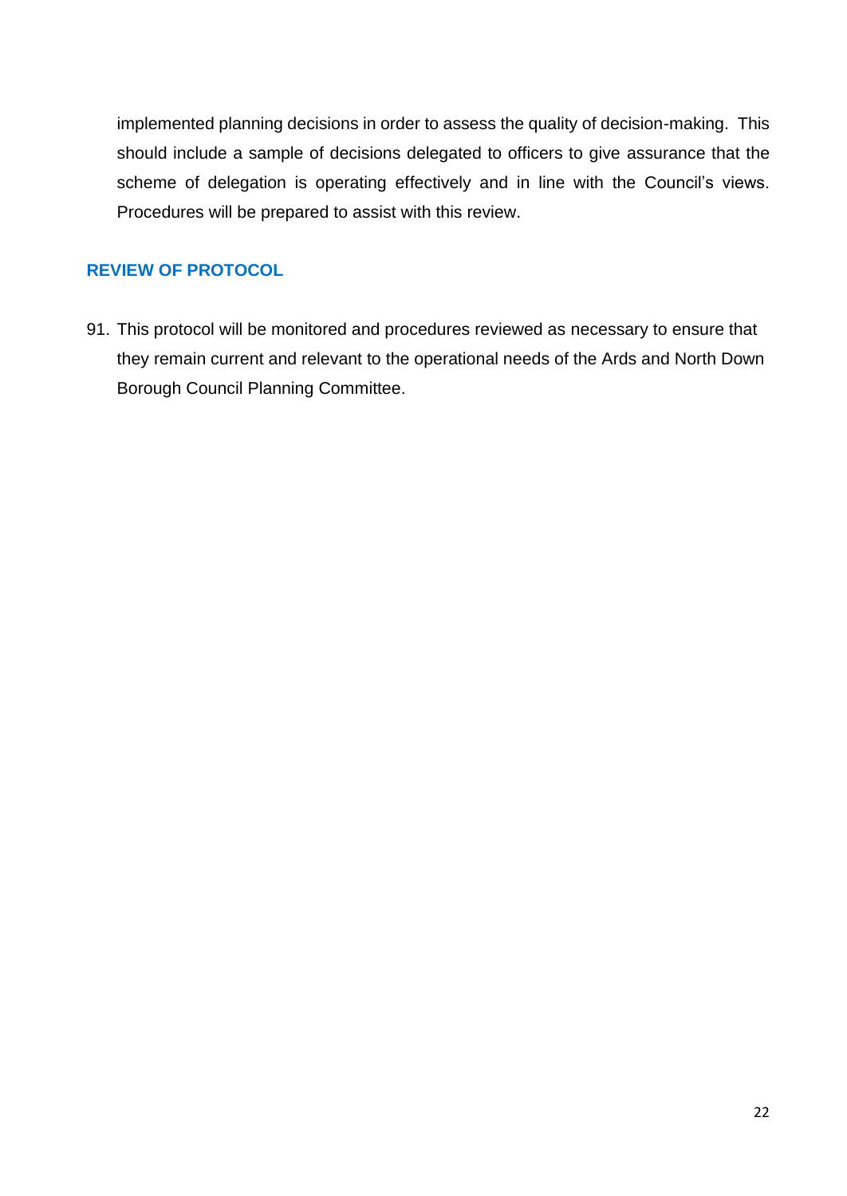implemented planning decisions in order to assess the quality of decision-making. This should include a sample of decisions delegated to officers to give assurance that the scheme of delegation is operating effectively and in line with the Council's views. Procedures will be prepared to assist with this review.

## REVIEW OF PROTOCOL

91. This protocol will be monitored and procedures reviewed as necessary to ensure that they remain current and relevant to the operational needs of the Ards and North Down Borough Council Planning Committee.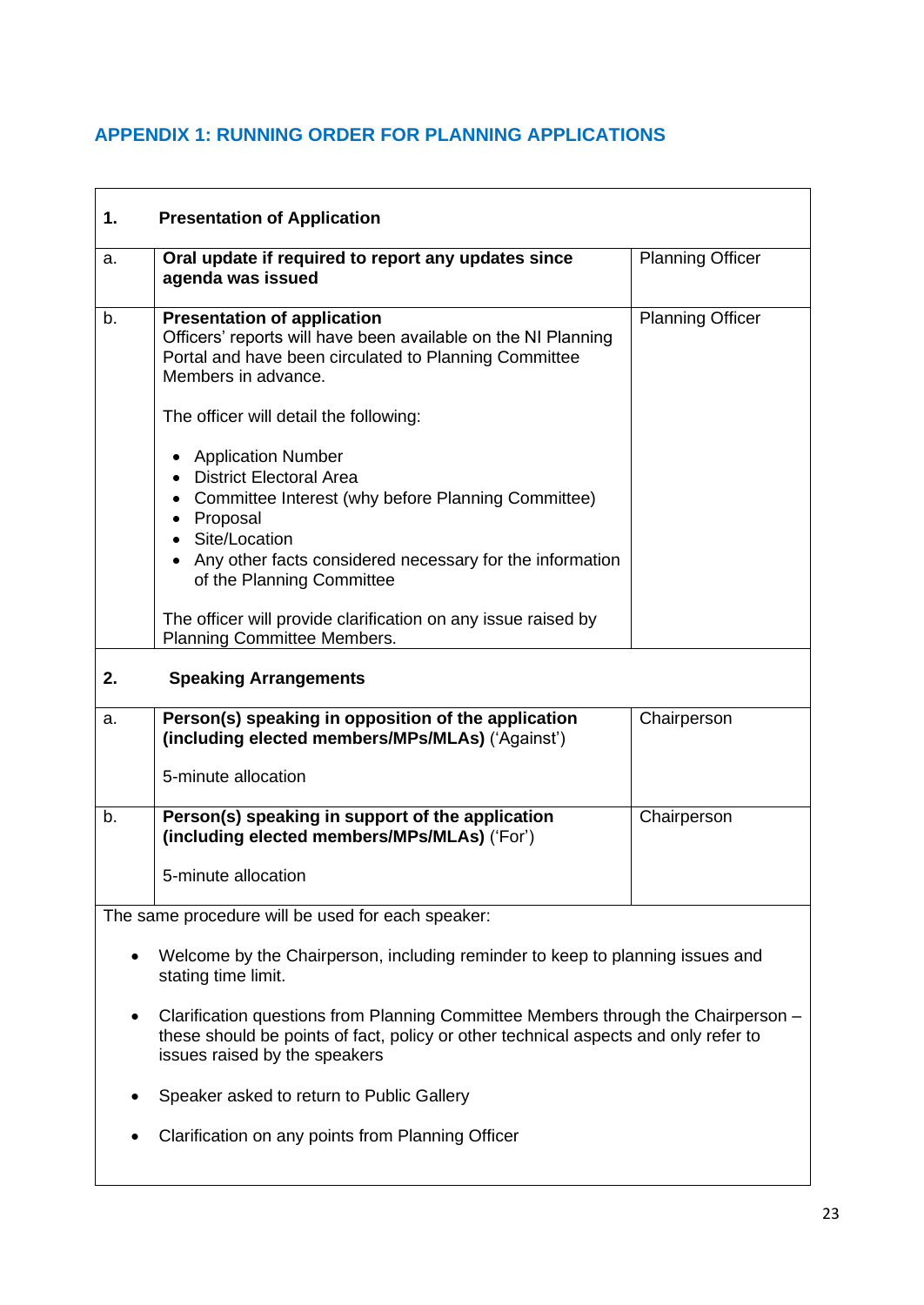## APPENDIX 1: RUNNING ORDER FOR PLANNING APPLICATIONS

| | | |
|---|---|---|
| **1.** | **Presentation of Application** | |
| a. | **Oral update if required to report any updates since agenda was issued** | Planning Officer |
| b. | **Presentation of application**<br>Officers' reports will have been available on the NI Planning Portal and have been circulated to Planning Committee Members in advance.<br><br>The officer will detail the following:<br><br>• Application Number<br>• District Electoral Area<br>• Committee Interest (why before Planning Committee)<br>• Proposal<br>• Site/Location<br>• Any other facts considered necessary for the information of the Planning Committee<br><br>The officer will provide clarification on any issue raised by Planning Committee Members. | Planning Officer |
| **2.** | **Speaking Arrangements** | |
| a. | **Person(s) speaking in opposition of the application (including elected members/MPs/MLAs)** ('Against')<br><br>5-minute allocation | Chairperson |
| b. | **Person(s) speaking in support of the application (including elected members/MPs/MLAs)** ('For')<br><br>5-minute allocation | Chairperson |

The same procedure will be used for each speaker:

- Welcome by the Chairperson, including reminder to keep to planning issues and stating time limit.
- Clarification questions from Planning Committee Members through the Chairperson – these should be points of fact, policy or other technical aspects and only refer to issues raised by the speakers
- Speaker asked to return to Public Gallery
- Clarification on any points from Planning Officer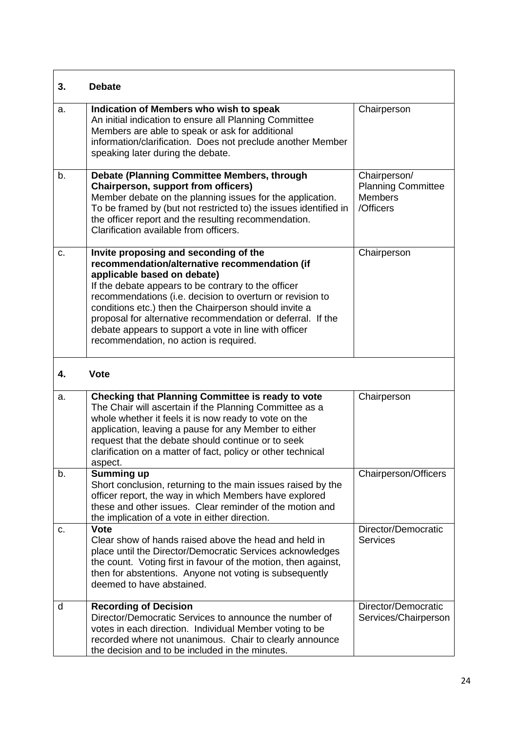| | | |
|---|---|---|
| **3.** | **Debate** | |
| a. | **Indication of Members who wish to speak**<br>An initial indication to ensure all Planning Committee Members are able to speak or ask for additional information/clarification. Does not preclude another Member speaking later during the debate. | Chairperson |
| b. | **Debate (Planning Committee Members, through Chairperson, support from officers)**<br>Member debate on the planning issues for the application. To be framed by (but not restricted to) the issues identified in the officer report and the resulting recommendation. Clarification available from officers. | Chairperson/ Planning Committee Members /Officers |
| c. | **Invite proposing and seconding of the recommendation/alternative recommendation (if applicable based on debate)**<br>If the debate appears to be contrary to the officer recommendations (i.e. decision to overturn or revision to conditions etc.) then the Chairperson should invite a proposal for alternative recommendation or deferral. If the debate appears to support a vote in line with officer recommendation, no action is required. | Chairperson |
| **4.** | **Vote** | |
| a. | **Checking that Planning Committee is ready to vote**<br>The Chair will ascertain if the Planning Committee as a whole whether it feels it is now ready to vote on the application, leaving a pause for any Member to either request that the debate should continue or to seek clarification on a matter of fact, policy or other technical aspect. | Chairperson |
| b. | **Summing up**<br>Short conclusion, returning to the main issues raised by the officer report, the way in which Members have explored these and other issues. Clear reminder of the motion and the implication of a vote in either direction. | Chairperson/Officers |
| c. | **Vote**<br>Clear show of hands raised above the head and held in place until the Director/Democratic Services acknowledges the count. Voting first in favour of the motion, then against, then for abstentions. Anyone not voting is subsequently deemed to have abstained. | Director/Democratic Services |
| d | **Recording of Decision**<br>Director/Democratic Services to announce the number of votes in each direction. Individual Member voting to be recorded where not unanimous. Chair to clearly announce the decision and to be included in the minutes. | Director/Democratic Services/Chairperson |